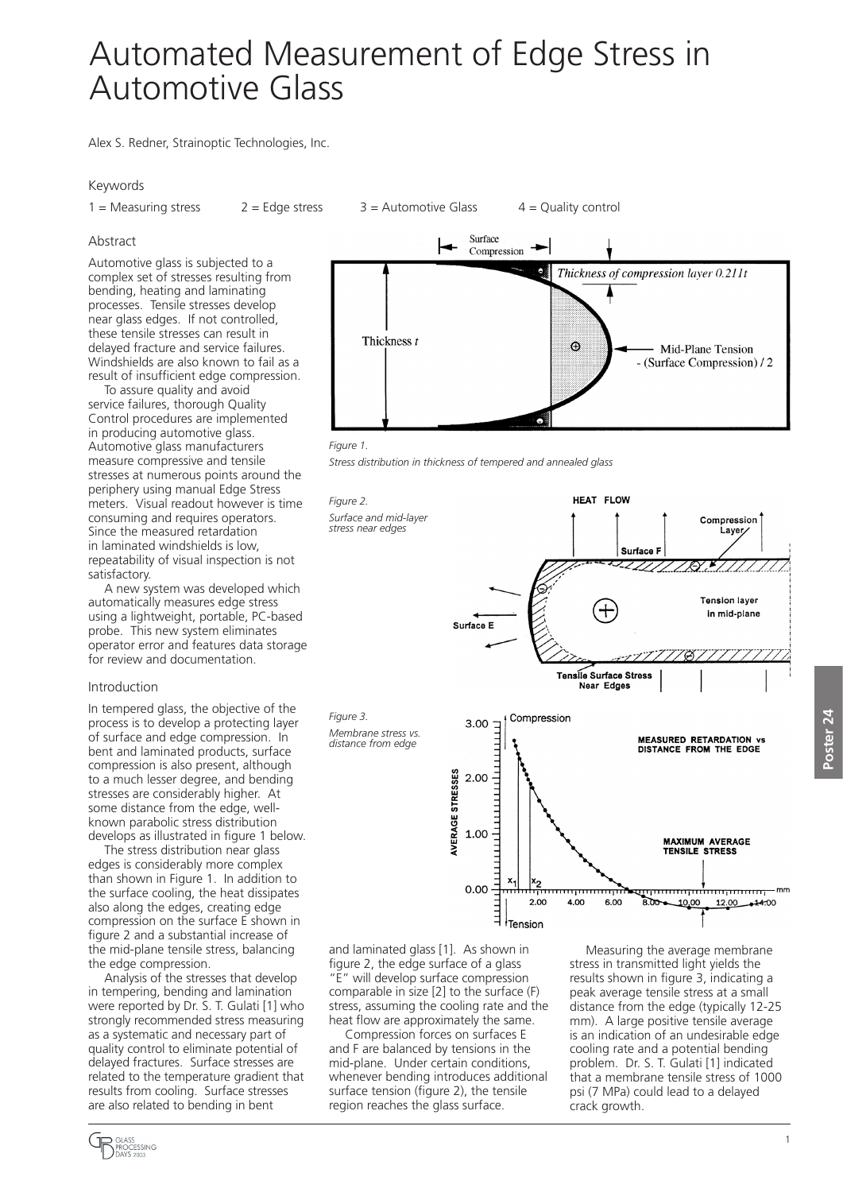# Automated Measurement of Edge Stress in Automotive Glass

Alex S. Redner, Strainoptic Technologies, Inc.

### Keywords

1 = Measuring stress 2 = Edge stress 3 = Automotive Glass 4 = Quality control

### Abstract

Automotive glass is subjected to a complex set of stresses resulting from bending, heating and laminating processes. Tensile stresses develop near glass edges. If not controlled, these tensile stresses can result in delayed fracture and service failures. Windshields are also known to fail as a result of insufficient edge compression.

To assure quality and avoid service failures, thorough Quality Control procedures are implemented in producing automotive glass. Automotive glass manufacturers measure compressive and tensile stresses at numerous points around the periphery using manual Edge Stress meters. Visual readout however is time consuming and requires operators. Since the measured retardation in laminated windshields is low, repeatability of visual inspection is not satisfactory.

A new system was developed which automatically measures edge stress using a lightweight, portable, PC-based probe. This new system eliminates operator error and features data storage for review and documentation.

### Introduction

In tempered glass, the objective of the process is to develop a protecting layer of surface and edge compression. In bent and laminated products, surface compression is also present, although to a much lesser degree, and bending stresses are considerably higher. At some distance from the edge, well-known parabolic stress distribution develops as illustrated in figure 1 below.

*Figure 1.*
*Stress distribution in thickness of tempered and annealed glass*

The stress distribution near glass edges is considerably more complex than shown in Figure 1. In addition to the surface cooling, the heat dissipates also along the edges, creating edge compression on the surface E shown in figure 2 and a substantial increase of the mid-plane tensile stress, balancing the edge compression.

*Figure 2.*
*Surface and mid-layer stress near edges*

Analysis of the stresses that develop in tempering, bending and lamination were reported by Dr. S. T. Gulati [1] who strongly recommended stress measuring as a systematic and necessary part of quality control to eliminate potential of delayed fractures. Surface stresses are related to the temperature gradient that results from cooling. Surface stresses are also related to bending in bent and laminated glass [1]. As shown in figure 2, the edge surface of a glass "E" will develop surface compression comparable in size [2] to the surface (F) stress, assuming the cooling rate and the heat flow are approximately the same.

Compression forces on surfaces E and F are balanced by tensions in the mid-plane. Under certain conditions, whenever bending introduces additional surface tension (figure 2), the tensile region reaches the glass surface.

*Figure 3.*
*Membrane stress vs. distance from edge*

Measuring the average membrane stress in transmitted light yields the results shown in figure 3, indicating a peak average tensile stress at a small distance from the edge (typically 12-25 mm). A large positive tensile average is an indication of an undesirable edge cooling rate and a potential bending problem. Dr. S. T. Gulati [1] indicated that a membrane tensile stress of 1000 psi (7 MPa) could lead to a delayed crack growth.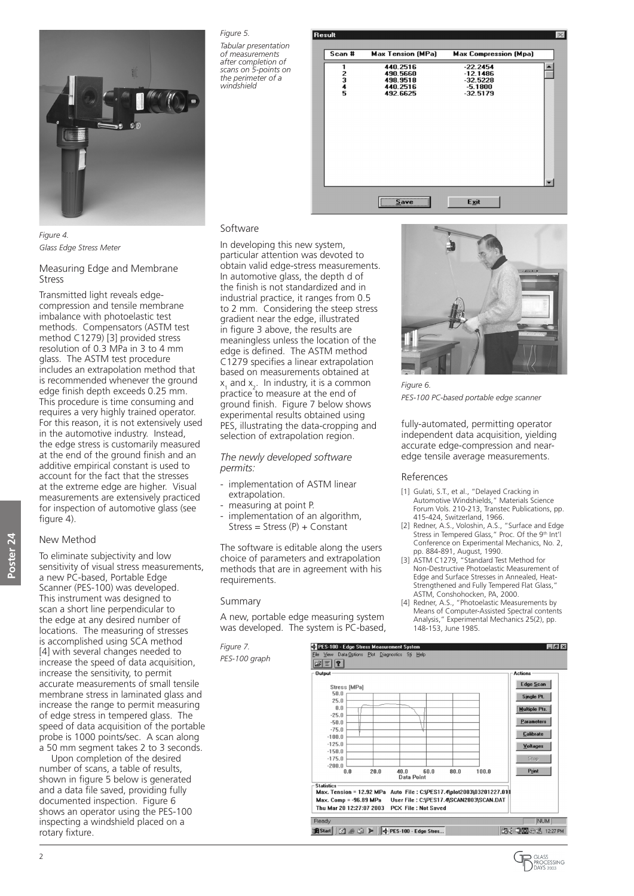Figure 4.
Glass Edge Stress Meter

## Measuring Edge and Membrane Stress

Transmitted light reveals edge-compression and tensile membrane imbalance with photoelastic test methods. Compensators (ASTM test method C1279) [3] provided stress resolution of 0.3 MPa in 3 to 4 mm glass. The ASTM test procedure includes an extrapolation method that is recommended whenever the ground edge finish depth exceeds 0.25 mm. This procedure is time consuming and requires a very highly trained operator. For this reason, it is not extensively used in the automotive industry. Instead, the edge stress is customarily measured at the end of the ground finish and an additive empirical constant is used to account for the fact that the stresses at the extreme edge are higher. Visual measurements are extensively practiced for inspection of automotive glass (see figure 4).

## New Method

To eliminate subjectivity and low sensitivity of visual stress measurements, a new PC-based, Portable Edge Scanner (PES-100) was developed. This instrument was designed to scan a short line perpendicular to the edge at any desired number of locations. The measuring of stresses is accomplished using SCA method [4] with several changes needed to increase the speed of data acquisition, increase the sensitivity, to permit accurate measurements of small tensile membrane stress in laminated glass and increase the range to permit measuring of edge stress in tempered glass. The speed of data acquisition of the portable probe is 1000 points/sec. A scan along a 50 mm segment takes 2 to 3 seconds.

Upon completion of the desired number of scans, a table of results, shown in figure 5 below is generated and a data file saved, providing fully documented inspection. Figure 6 shows an operator using the PES-100 inspecting a windshield placed on a rotary fixture.

Figure 5.
Tabular presentation of measurements after completion of scans on 5-points on the perimeter of a windshield

Result

| Scan # | Max Tension (MPa) | Max Compression (Mpa) |
|---|---|---|
| 1 | 440.2516 | -22.2454 |
| 2 | 490.5660 | -12.1486 |
| 3 | 498.9518 | -32.5228 |
| 4 | 440.2516 | -5.1800 |
| 5 | 492.6625 | -32.5179 |

Save   Exit

## Software

In developing this new system, particular attention was devoted to obtain valid edge-stress measurements. In automotive glass, the depth d of the finish is not standardized and in industrial practice, it ranges from 0.5 to 2 mm. Considering the steep stress gradient near the edge, illustrated in figure 3 above, the results are meaningless unless the location of the edge is defined. The ASTM method C1279 specifies a linear extrapolation based on measurements obtained at $x_1$ and $x_2$. In industry, it is a common practice to measure at the end of ground finish. Figure 7 below shows experimental results obtained using PES, illustrating the data-cropping and selection of extrapolation region.

*The newly developed software permits:*

- implementation of ASTM linear extrapolation.
- measuring at point P.
- implementation of an algorithm, Stress = Stress (P) + Constant

The software is editable along the users choice of parameters and extrapolation methods that are in agreement with his requirements.

## Summary

A new, portable edge measuring system was developed. The system is PC-based, fully-automated, permitting operator independent data acquisition, yielding accurate edge-compression and near-edge tensile average measurements.

Figure 6.
PES-100 PC-based portable edge scanner

## References

[1] Gulati, S.T., et al., "Delayed Cracking in Automotive Windshields," Materials Science Forum Vols. 210-213, Transtec Publications, pp. 415-424, Switzerland, 1966.

[2] Redner, A.S., Voloshin, A.S., "Surface and Edge Stress in Tempered Glass," Proc. Of the 9th Int'l Conference on Experimental Mechanics, No. 2, pp. 884-891, August, 1990.

[3] ASTM C1279, "Standard Test Method for Non-Destructive Photoelastic Measurement of Edge and Surface Stresses in Annealed, Heat-Strengthened and Fully Tempered Flat Glass," ASTM, Conshohocken, PA, 2000.

[4] Redner, A.S., "Photoelastic Measurements by Means of Computer-Assisted Spectral contents Analysis," Experimental Mechanics 25(2), pp. 148-153, June 1985.

Figure 7.
PES-100 graph

PES-100 - Edge Stress Measurement System
File View Data Options Plot Diagnostics Sti Help
Output
Stress [MPa]
50.0
25.0
0.0
-25.0
-50.0
-75.0
-100.0
-125.0
-150.0
-175.0
-200.0
0.0 20.0 40.0 60.0 80.0 100.0
Data Point
Actions
Edge Scan
Single Pt.
Multiple Pts.
Parameters
Calibrate
Voltages
Stop
Print
Statistics
Max. Tension = 12.92 MPa Auto File : C:\PES17.4\plot2003\03201227.01
Max. Comp = -96.89 MPa User File : C:\PES17.4\SCAN2003\SCAN.DAT
Thu Mar 20 12:27:07 2003 PCX File : Not Saved
Ready
NUM
Start PES-100 - Edge Stres... 12:27 PM